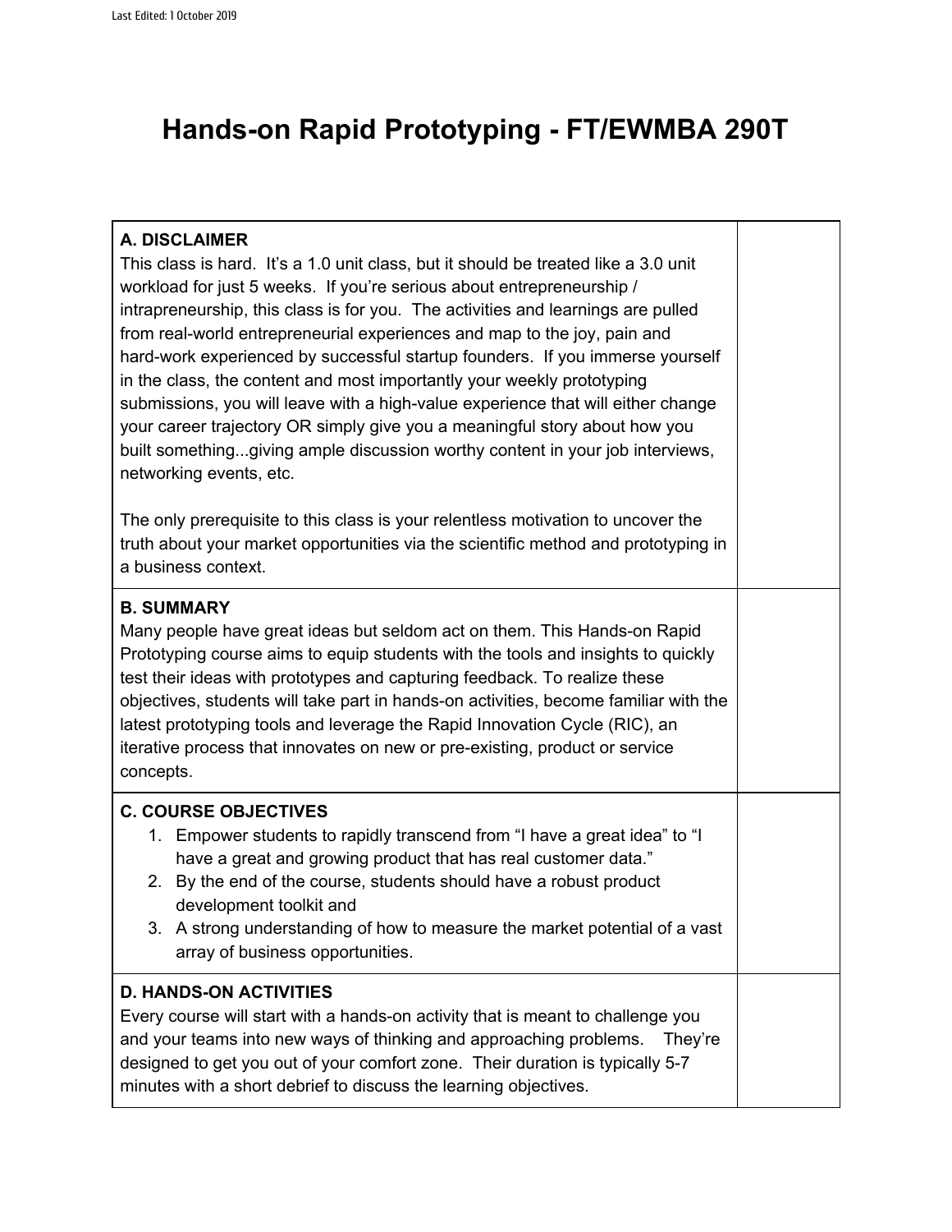# Hands-on Rapid Prototyping - FT/EWMBA 290T

| | |
|---|---|
| **A. DISCLAIMER**<br>This class is hard. It's a 1.0 unit class, but it should be treated like a 3.0 unit workload for just 5 weeks. If you're serious about entrepreneurship / intrapreneurship, this class is for you. The activities and learnings are pulled from real-world entrepreneurial experiences and map to the joy, pain and hard-work experienced by successful startup founders. If you immerse yourself in the class, the content and most importantly your weekly prototyping submissions, you will leave with a high-value experience that will either change your career trajectory OR simply give you a meaningful story about how you built something...giving ample discussion worthy content in your job interviews, networking events, etc.<br><br>The only prerequisite to this class is your relentless motivation to uncover the truth about your market opportunities via the scientific method and prototyping in a business context. | |
| **B. SUMMARY**<br>Many people have great ideas but seldom act on them. This Hands-on Rapid Prototyping course aims to equip students with the tools and insights to quickly test their ideas with prototypes and capturing feedback. To realize these objectives, students will take part in hands-on activities, become familiar with the latest prototyping tools and leverage the Rapid Innovation Cycle (RIC), an iterative process that innovates on new or pre-existing, product or service concepts. | |
| **C. COURSE OBJECTIVES**<br>1. Empower students to rapidly transcend from "I have a great idea" to "I have a great and growing product that has real customer data."<br>2. By the end of the course, students should have a robust product development toolkit and<br>3. A strong understanding of how to measure the market potential of a vast array of business opportunities. | |
| **D. HANDS-ON ACTIVITIES**<br>Every course will start with a hands-on activity that is meant to challenge you and your teams into new ways of thinking and approaching problems. They're designed to get you out of your comfort zone. Their duration is typically 5-7 minutes with a short debrief to discuss the learning objectives. | |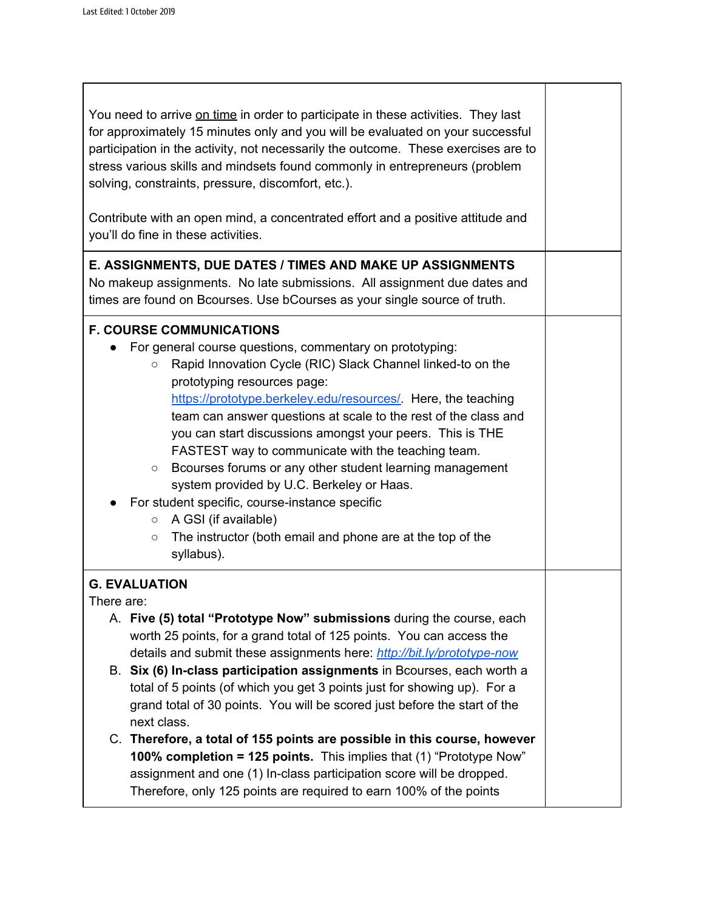You need to arrive on time in order to participate in these activities. They last for approximately 15 minutes only and you will be evaluated on your successful participation in the activity, not necessarily the outcome. These exercises are to stress various skills and mindsets found commonly in entrepreneurs (problem solving, constraints, pressure, discomfort, etc.).

Contribute with an open mind, a concentrated effort and a positive attitude and you'll do fine in these activities.

**E. ASSIGNMENTS, DUE DATES / TIMES AND MAKE UP ASSIGNMENTS**

No makeup assignments. No late submissions. All assignment due dates and times are found on Bcourses. Use bCourses as your single source of truth.

**F. COURSE COMMUNICATIONS**

- For general course questions, commentary on prototyping:
  - Rapid Innovation Cycle (RIC) Slack Channel linked-to on the prototyping resources page: https://prototype.berkeley.edu/resources/. Here, the teaching team can answer questions at scale to the rest of the class and you can start discussions amongst your peers. This is THE FASTEST way to communicate with the teaching team.
  - Bcourses forums or any other student learning management system provided by U.C. Berkeley or Haas.
- For student specific, course-instance specific
  - A GSI (if available)
  - The instructor (both email and phone are at the top of the syllabus).

**G. EVALUATION**

There are:

A. **Five (5) total "Prototype Now" submissions** during the course, each worth 25 points, for a grand total of 125 points. You can access the details and submit these assignments here: *http://bit.ly/prototype-now*

B. **Six (6) In-class participation assignments** in Bcourses, each worth a total of 5 points (of which you get 3 points just for showing up). For a grand total of 30 points. You will be scored just before the start of the next class.

C. **Therefore, a total of 155 points are possible in this course, however 100% completion = 125 points.** This implies that (1) "Prototype Now" assignment and one (1) In-class participation score will be dropped. Therefore, only 125 points are required to earn 100% of the points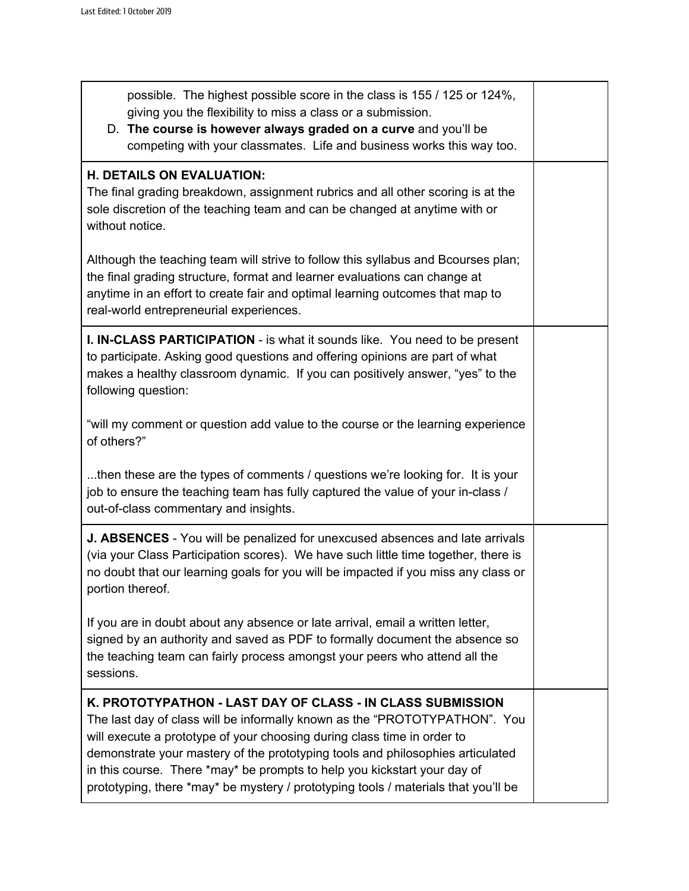| | |
|---|---|
| possible. The highest possible score in the class is 155 / 125 or 124%, giving you the flexibility to miss a class or a submission.<br>D. **The course is however always graded on a curve** and you'll be competing with your classmates. Life and business works this way too. | |
| **H. DETAILS ON EVALUATION:**<br>The final grading breakdown, assignment rubrics and all other scoring is at the sole discretion of the teaching team and can be changed at anytime with or without notice.<br><br>Although the teaching team will strive to follow this syllabus and Bcourses plan; the final grading structure, format and learner evaluations can change at anytime in an effort to create fair and optimal learning outcomes that map to real-world entrepreneurial experiences. | |
| **I. IN-CLASS PARTICIPATION** - is what it sounds like. You need to be present to participate. Asking good questions and offering opinions are part of what makes a healthy classroom dynamic. If you can positively answer, "yes" to the following question:<br><br>"will my comment or question add value to the course or the learning experience of others?"<br><br>...then these are the types of comments / questions we're looking for. It is your job to ensure the teaching team has fully captured the value of your in-class / out-of-class commentary and insights. | |
| **J. ABSENCES** - You will be penalized for unexcused absences and late arrivals (via your Class Participation scores). We have such little time together, there is no doubt that our learning goals for you will be impacted if you miss any class or portion thereof.<br><br>If you are in doubt about any absence or late arrival, email a written letter, signed by an authority and saved as PDF to formally document the absence so the teaching team can fairly process amongst your peers who attend all the sessions. | |
| **K. PROTOTYPATHON - LAST DAY OF CLASS - IN CLASS SUBMISSION**<br>The last day of class will be informally known as the "PROTOTYPATHON". You will execute a prototype of your choosing during class time in order to demonstrate your mastery of the prototyping tools and philosophies articulated in this course. There *may* be prompts to help you kickstart your day of prototyping, there *may* be mystery / prototyping tools / materials that you'll be | |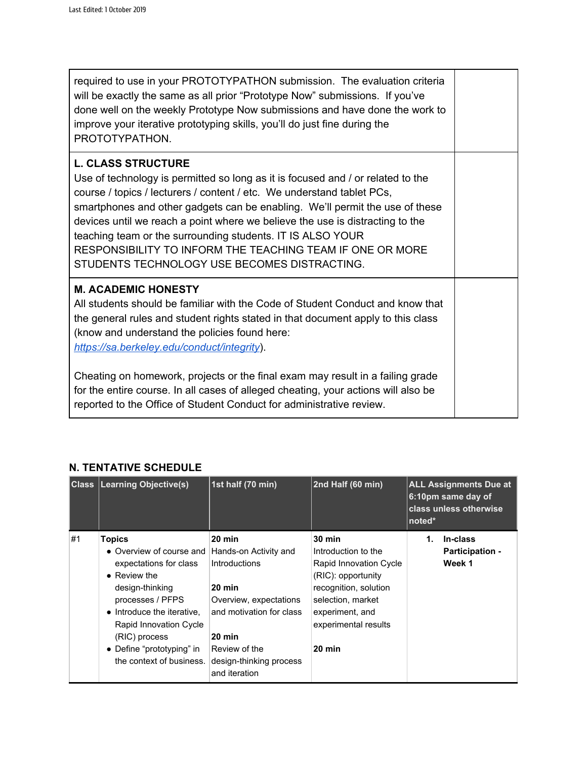| | |
|---|---|
| required to use in your PROTOTYPATHON submission. The evaluation criteria will be exactly the same as all prior "Prototype Now" submissions. If you've done well on the weekly Prototype Now submissions and have done the work to improve your iterative prototyping skills, you'll do just fine during the PROTOTYPATHON. | |
| **L. CLASS STRUCTURE**<br>Use of technology is permitted so long as it is focused and / or related to the course / topics / lecturers / content / etc. We understand tablet PCs, smartphones and other gadgets can be enabling. We'll permit the use of these devices until we reach a point where we believe the use is distracting to the teaching team or the surrounding students. IT IS ALSO YOUR RESPONSIBILITY TO INFORM THE TEACHING TEAM IF ONE OR MORE STUDENTS TECHNOLOGY USE BECOMES DISTRACTING. | |
| **M. ACADEMIC HONESTY**<br>All students should be familiar with the Code of Student Conduct and know that the general rules and student rights stated in that document apply to this class (know and understand the policies found here: *https://sa.berkeley.edu/conduct/integrity*).<br><br>Cheating on homework, projects or the final exam may result in a failing grade for the entire course. In all cases of alleged cheating, your actions will also be reported to the Office of Student Conduct for administrative review. | |

## N. TENTATIVE SCHEDULE

| Class | Learning Objective(s) | 1st half (70 min) | 2nd Half (60 min) | ALL Assignments Due at 6:10pm same day of class unless otherwise noted* |
|---|---|---|---|---|
| #1 | **Topics**<br>• Overview of course and expectations for class<br>• Review the design-thinking processes / PFPS<br>• Introduce the iterative, Rapid Innovation Cycle (RIC) process<br>• Define "prototyping" in the context of business. | **20 min**<br>Hands-on Activity and Introductions<br><br>**20 min**<br>Overview, expectations and motivation for class<br><br>**20 min**<br>Review of the design-thinking process and iteration | **30 min**<br>Introduction to the Rapid Innovation Cycle (RIC): opportunity recognition, solution selection, market experiment, and experimental results<br><br>**20 min** | 1. **In-class Participation - Week 1** |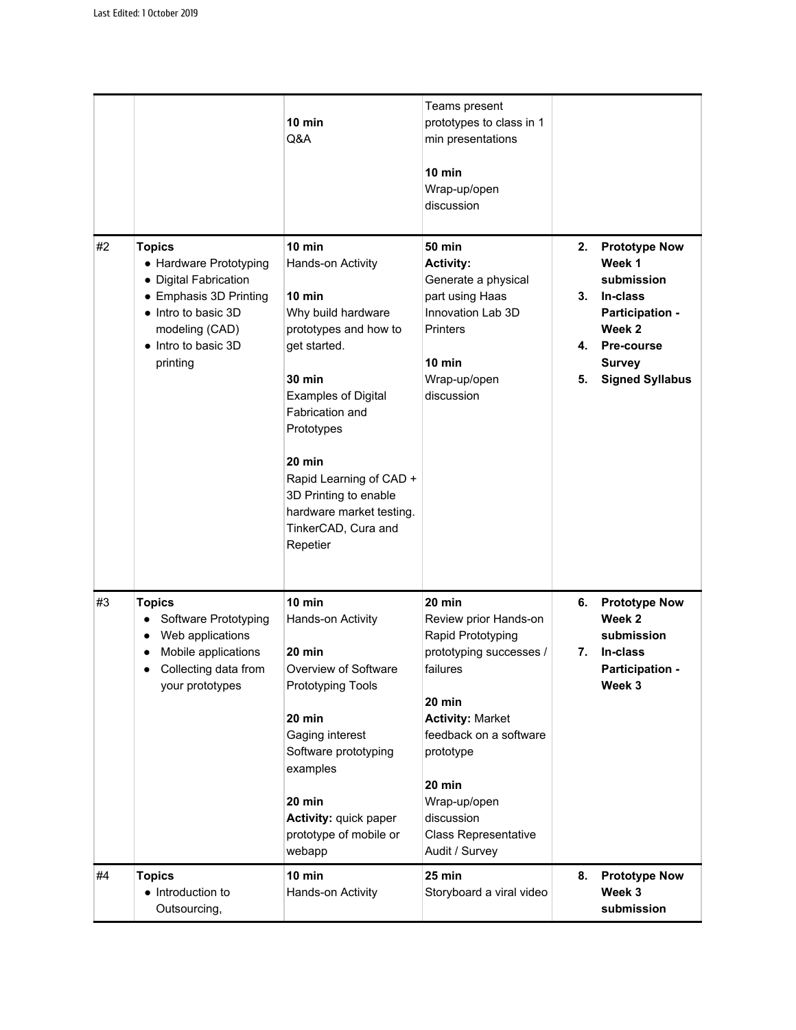| | | | | |
|---|---|---|---|---|
| | | **10 min**<br>Q&A | Teams present prototypes to class in 1 min presentations<br><br>**10 min**<br>Wrap-up/open discussion | |
| #2 | **Topics**<br>• Hardware Prototyping<br>• Digital Fabrication<br>• Emphasis 3D Printing<br>• Intro to basic 3D modeling (CAD)<br>• Intro to basic 3D printing | **10 min**<br>Hands-on Activity<br><br>**10 min**<br>Why build hardware prototypes and how to get started.<br><br>**30 min**<br>Examples of Digital Fabrication and Prototypes<br><br>**20 min**<br>Rapid Learning of CAD + 3D Printing to enable hardware market testing. TinkerCAD, Cura and Repetier | **50 min**<br>**Activity:**<br>Generate a physical part using Haas Innovation Lab 3D Printers<br><br>**10 min**<br>Wrap-up/open discussion | 2. **Prototype Now Week 1 submission**<br>3. **In-class Participation - Week 2**<br>4. **Pre-course Survey**<br>5. **Signed Syllabus** |
| #3 | **Topics**<br>• Software Prototyping<br>• Web applications<br>• Mobile applications<br>• Collecting data from your prototypes | **10 min**<br>Hands-on Activity<br><br>**20 min**<br>Overview of Software Prototyping Tools<br><br>**20 min**<br>Gaging interest Software prototyping examples<br><br>**20 min**<br>**Activity:** quick paper prototype of mobile or webapp | **20 min**<br>Review prior Hands-on Rapid Prototyping prototyping successes / failures<br><br>**20 min**<br>**Activity:** Market feedback on a software prototype<br><br>**20 min**<br>Wrap-up/open discussion<br>Class Representative Audit / Survey | 6. **Prototype Now Week 2 submission**<br>7. **In-class Participation - Week 3** |
| #4 | **Topics**<br>• Introduction to Outsourcing, | **10 min**<br>Hands-on Activity | **25 min**<br>Storyboard a viral video | 8. **Prototype Now Week 3 submission** |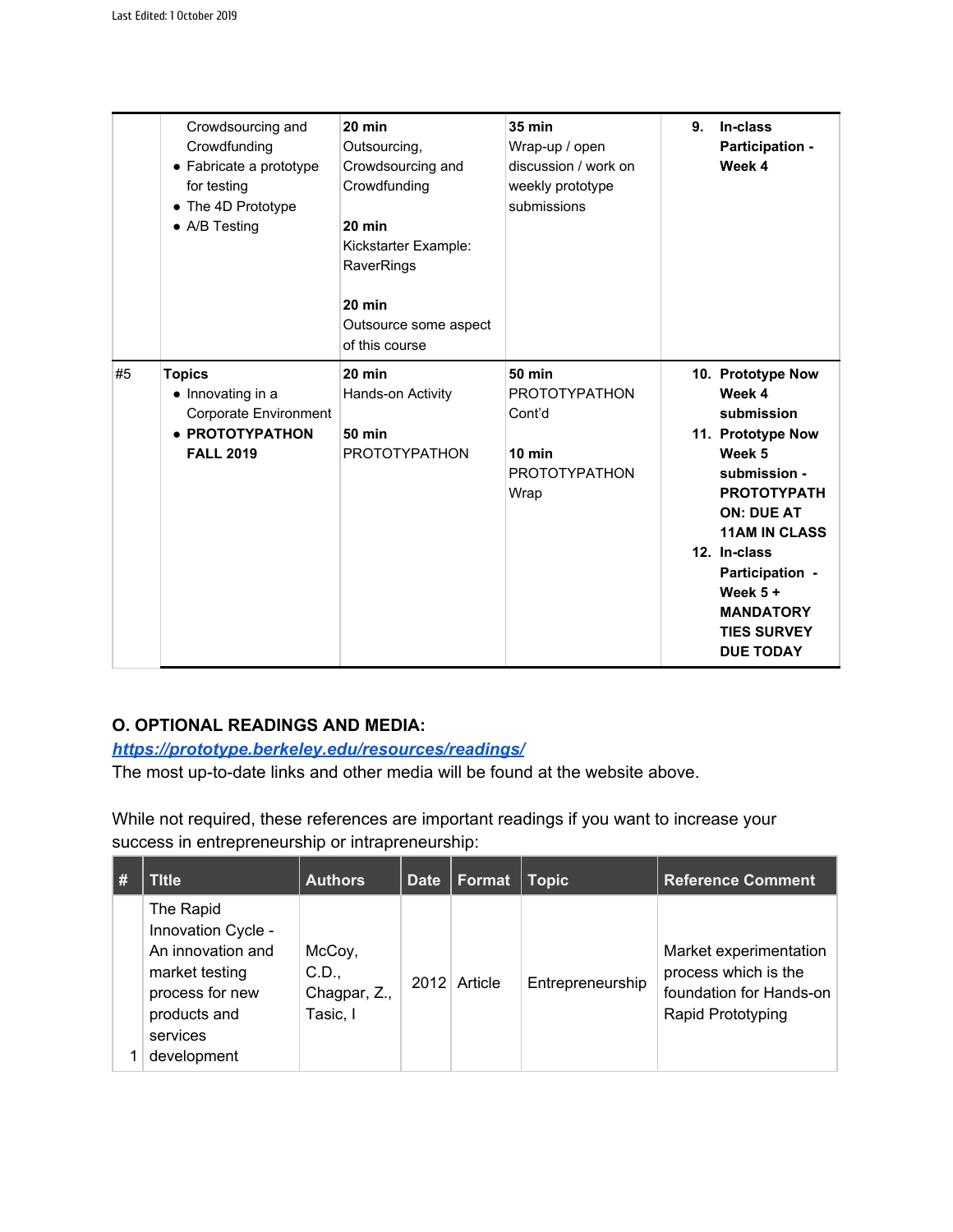| | | | | |
|---|---|---|---|---|
| | Crowdsourcing and Crowdfunding<br>• Fabricate a prototype for testing<br>• The 4D Prototype<br>• A/B Testing | **20 min**<br>Outsourcing, Crowdsourcing and Crowdfunding<br><br>**20 min**<br>Kickstarter Example: RaverRings<br><br>**20 min**<br>Outsource some aspect of this course | **35 min**<br>Wrap-up / open discussion / work on weekly prototype submissions | 9. **In-class Participation - Week 4** |
| #5 | **Topics**<br>• Innovating in a Corporate Environment<br>• **PROTOTYPATHON FALL 2019** | **20 min**<br>Hands-on Activity<br><br>**50 min**<br>PROTOTYPATHON | **50 min**<br>PROTOTYPATHON Cont'd<br><br>**10 min**<br>PROTOTYPATHON Wrap | 10. **Prototype Now Week 4 submission**<br>11. **Prototype Now Week 5 submission - PROTOTYPATHON: DUE AT 11AM IN CLASS**<br>12. **In-class Participation - Week 5 + MANDATORY TIES SURVEY DUE TODAY** |

## O. OPTIONAL READINGS AND MEDIA:

***https://prototype.berkeley.edu/resources/readings/***

The most up-to-date links and other media will be found at the website above.

While not required, these references are important readings if you want to increase your success in entrepreneurship or intrapreneurship:

| # | TItle | Authors | Date | Format | Topic | Reference Comment |
|---|---|---|---|---|---|---|
| 1 | The Rapid Innovation Cycle - An innovation and market testing process for new products and services development | McCoy, C.D., Chagpar, Z., Tasic, I | 2012 | Article | Entrepreneurship | Market experimentation process which is the foundation for Hands-on Rapid Prototyping |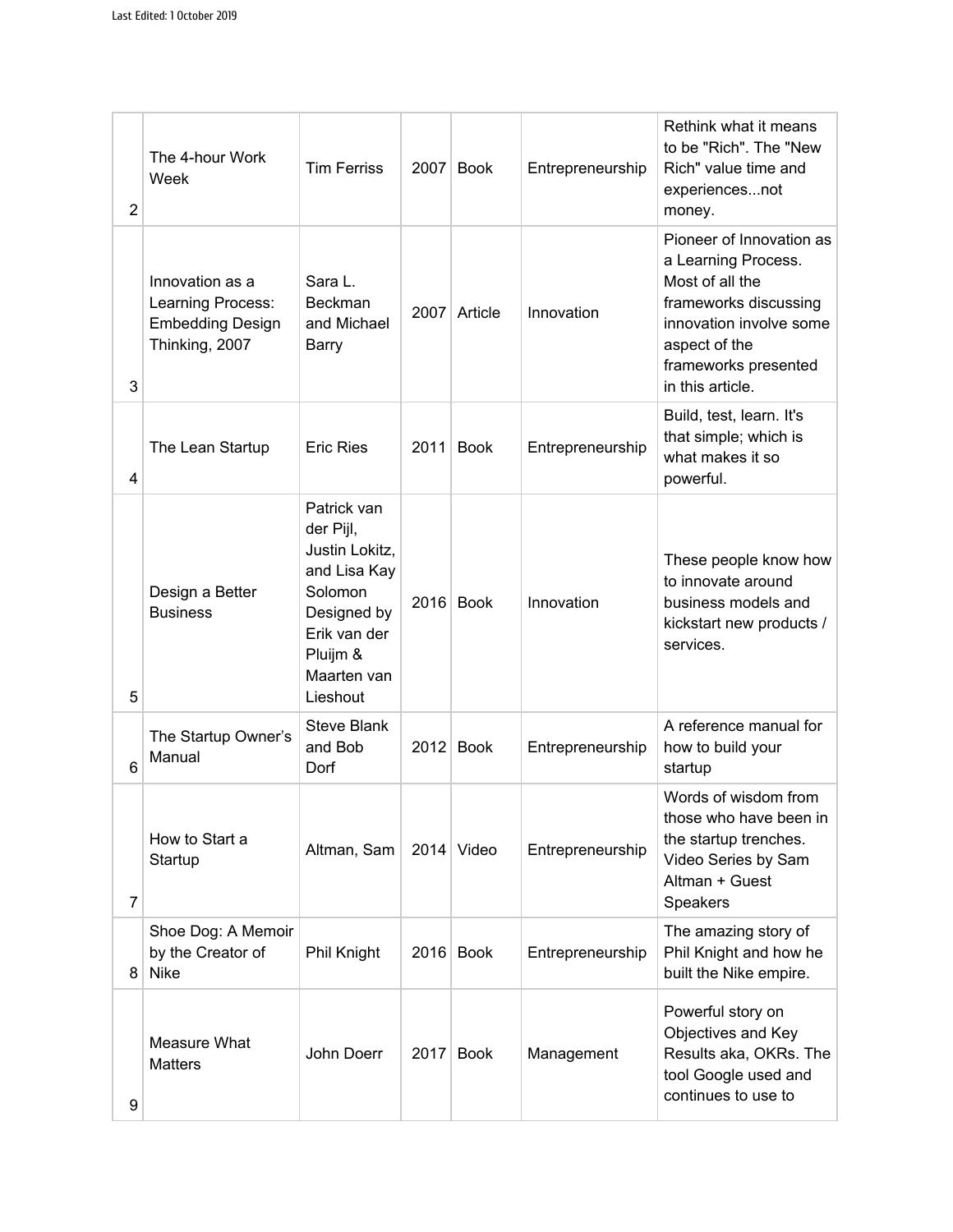| | | | | | | |
|---|---|---|---|---|---|---|
| 2 | The 4-hour Work Week | Tim Ferriss | 2007 | Book | Entrepreneurship | Rethink what it means to be "Rich". The "New Rich" value time and experiences...not money. |
| 3 | Innovation as a Learning Process: Embedding Design Thinking, 2007 | Sara L. Beckman and Michael Barry | 2007 | Article | Innovation | Pioneer of Innovation as a Learning Process. Most of all the frameworks discussing innovation involve some aspect of the frameworks presented in this article. |
| 4 | The Lean Startup | Eric Ries | 2011 | Book | Entrepreneurship | Build, test, learn. It's that simple; which is what makes it so powerful. |
| 5 | Design a Better Business | Patrick van der Pijl, Justin Lokitz, and Lisa Kay Solomon Designed by Erik van der Pluijm & Maarten van Lieshout | 2016 | Book | Innovation | These people know how to innovate around business models and kickstart new products / services. |
| 6 | The Startup Owner's Manual | Steve Blank and Bob Dorf | 2012 | Book | Entrepreneurship | A reference manual for how to build your startup |
| 7 | How to Start a Startup | Altman, Sam | 2014 | Video | Entrepreneurship | Words of wisdom from those who have been in the startup trenches. Video Series by Sam Altman + Guest Speakers |
| 8 | Shoe Dog: A Memoir by the Creator of Nike | Phil Knight | 2016 | Book | Entrepreneurship | The amazing story of Phil Knight and how he built the Nike empire. |
| 9 | Measure What Matters | John Doerr | 2017 | Book | Management | Powerful story on Objectives and Key Results aka, OKRs. The tool Google used and continues to use to |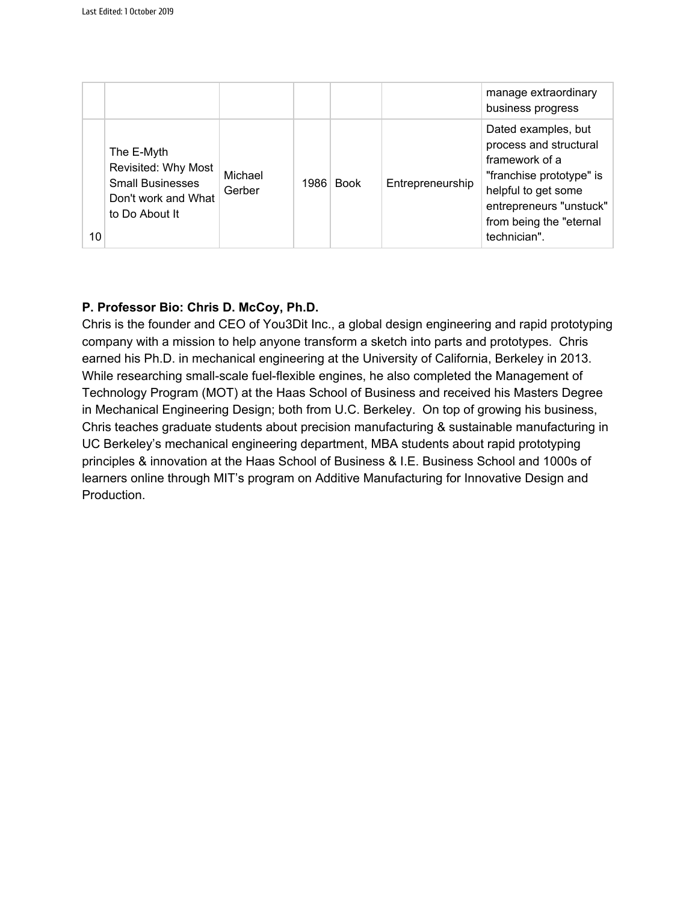| | | | | | | |
|---|---|---|---|---|---|---|
| | | | | | | manage extraordinary business progress |
| 10 | The E-Myth Revisited: Why Most Small Businesses Don't work and What to Do About It | Michael Gerber | 1986 | Book | Entrepreneurship | Dated examples, but process and structural framework of a "franchise prototype" is helpful to get some entrepreneurs "unstuck" from being the "eternal technician". |

**P. Professor Bio: Chris D. McCoy, Ph.D.**

Chris is the founder and CEO of You3Dit Inc., a global design engineering and rapid prototyping company with a mission to help anyone transform a sketch into parts and prototypes. Chris earned his Ph.D. in mechanical engineering at the University of California, Berkeley in 2013. While researching small-scale fuel-flexible engines, he also completed the Management of Technology Program (MOT) at the Haas School of Business and received his Masters Degree in Mechanical Engineering Design; both from U.C. Berkeley. On top of growing his business, Chris teaches graduate students about precision manufacturing & sustainable manufacturing in UC Berkeley's mechanical engineering department, MBA students about rapid prototyping principles & innovation at the Haas School of Business & I.E. Business School and 1000s of learners online through MIT's program on Additive Manufacturing for Innovative Design and Production.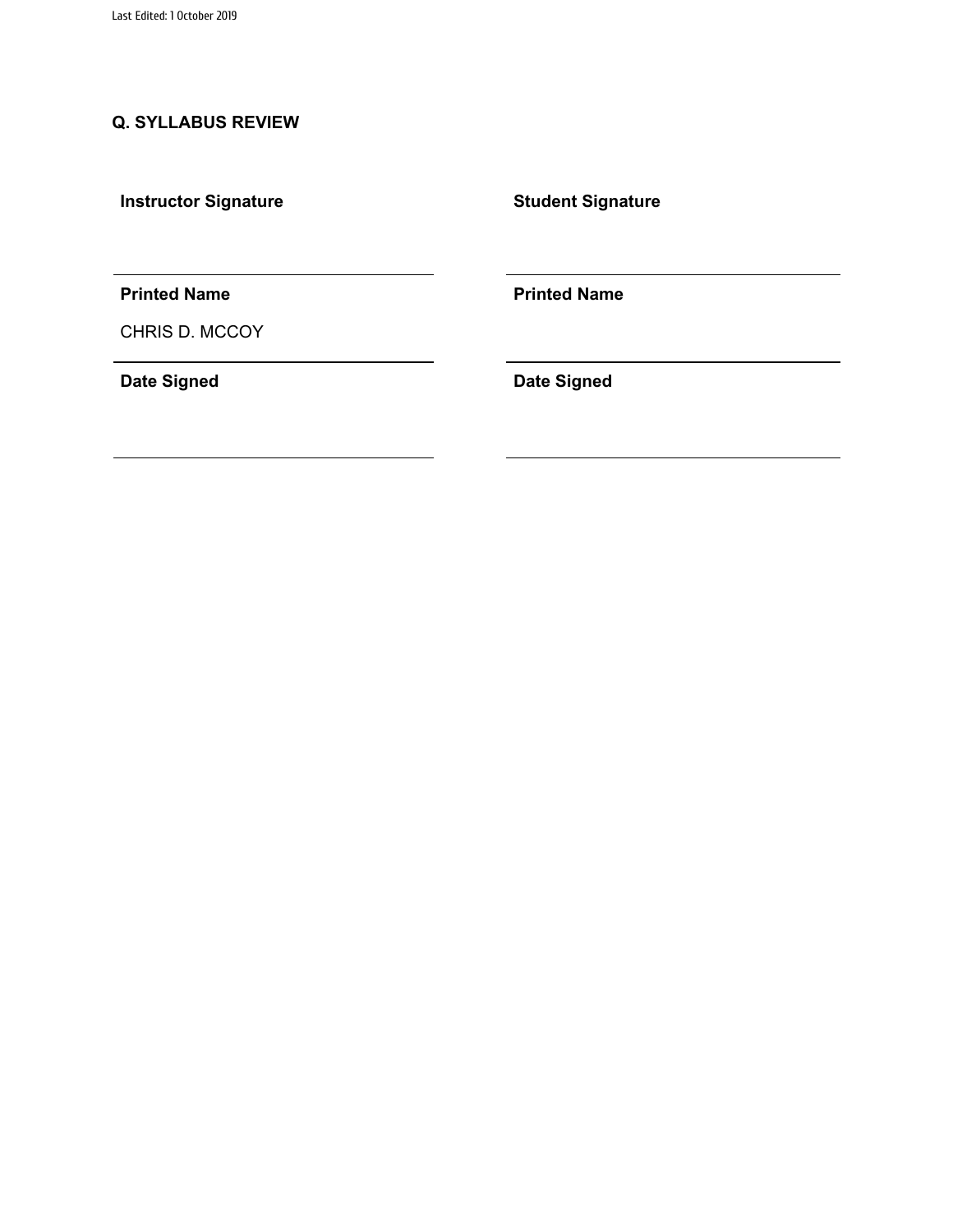## Q. SYLLABUS REVIEW

| Instructor Signature | Student Signature |
| --- | --- |
| | |
| **Printed Name** | **Printed Name** |
| CHRIS D. MCCOY | |
| **Date Signed** | **Date Signed** |
| | |